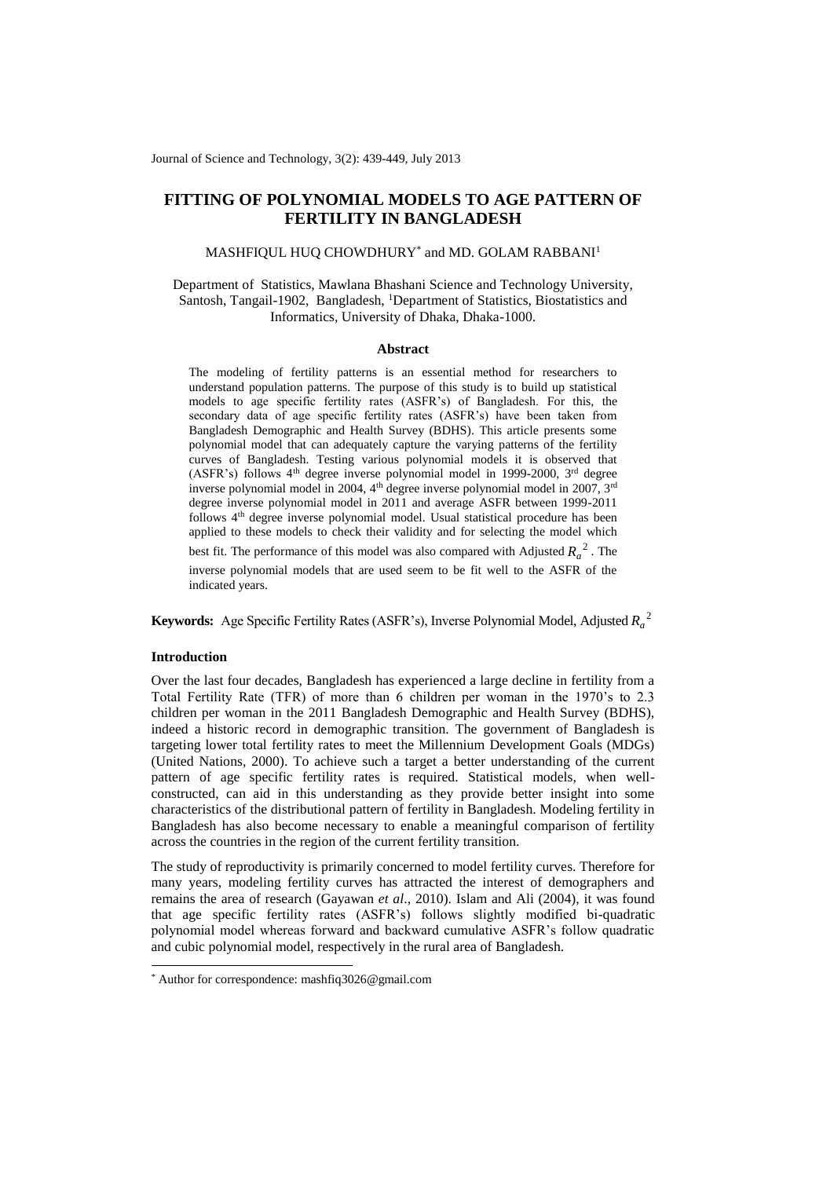# FITTING OF POLYNOMIAL MODELS TO AGE PATTERN OF FERTILITY IN BANGLADESH

MASHFIQUL HUQ CHOWDHURY* and MD. GOLAM RABBANI[1]

Department of Statistics, Mawlana Bhashani Science and Technology University, Santosh, Tangail-1902, Bangladesh, [1]Department of Statistics, Biostatistics and Informatics, University of Dhaka, Dhaka-1000.

## Abstract

The modeling of fertility patterns is an essential method for researchers to understand population patterns. The purpose of this study is to build up statistical models to age specific fertility rates (ASFR's) of Bangladesh. For this, the secondary data of age specific fertility rates (ASFR's) have been taken from Bangladesh Demographic and Health Survey (BDHS). This article presents some polynomial model that can adequately capture the varying patterns of the fertility curves of Bangladesh. Testing various polynomial models it is observed that (ASFR's) follows 4th degree inverse polynomial model in 1999-2000, 3rd degree inverse polynomial model in 2004, 4th degree inverse polynomial model in 2007, 3rd degree inverse polynomial model in 2011 and average ASFR between 1999-2011 follows 4th degree inverse polynomial model. Usual statistical procedure has been applied to these models to check their validity and for selecting the model which best fit. The performance of this model was also compared with Adjusted $R_a^2$. The inverse polynomial models that are used seem to be fit well to the ASFR of the indicated years.

**Keywords:** Age Specific Fertility Rates (ASFR's), Inverse Polynomial Model, Adjusted $R_a^2$

### Introduction

Over the last four decades, Bangladesh has experienced a large decline in fertility from a Total Fertility Rate (TFR) of more than 6 children per woman in the 1970's to 2.3 children per woman in the 2011 Bangladesh Demographic and Health Survey (BDHS), indeed a historic record in demographic transition. The government of Bangladesh is targeting lower total fertility rates to meet the Millennium Development Goals (MDGs) (United Nations, 2000). To achieve such a target a better understanding of the current pattern of age specific fertility rates is required. Statistical models, when well-constructed, can aid in this understanding as they provide better insight into some characteristics of the distributional pattern of fertility in Bangladesh. Modeling fertility in Bangladesh has also become necessary to enable a meaningful comparison of fertility across the countries in the region of the current fertility transition.

The study of reproductivity is primarily concerned to model fertility curves. Therefore for many years, modeling fertility curves has attracted the interest of demographers and remains the area of research (Gayawan *et al*., 2010). Islam and Ali (2004), it was found that age specific fertility rates (ASFR's) follows slightly modified bi-quadratic polynomial model whereas forward and backward cumulative ASFR's follow quadratic and cubic polynomial model, respectively in the rural area of Bangladesh.

---

* Author for correspondence: mashfiq3026@gmail.com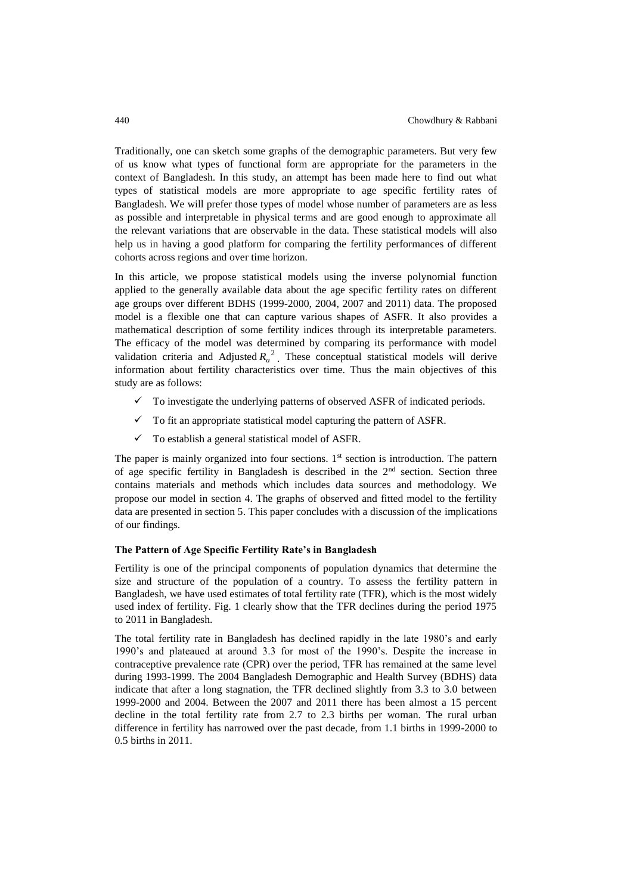Traditionally, one can sketch some graphs of the demographic parameters. But very few of us know what types of functional form are appropriate for the parameters in the context of Bangladesh. In this study, an attempt has been made here to find out what types of statistical models are more appropriate to age specific fertility rates of Bangladesh. We will prefer those types of model whose number of parameters are as less as possible and interpretable in physical terms and are good enough to approximate all the relevant variations that are observable in the data. These statistical models will also help us in having a good platform for comparing the fertility performances of different cohorts across regions and over time horizon.

In this article, we propose statistical models using the inverse polynomial function applied to the generally available data about the age specific fertility rates on different age groups over different BDHS (1999-2000, 2004, 2007 and 2011) data. The proposed model is a flexible one that can capture various shapes of ASFR. It also provides a mathematical description of some fertility indices through its interpretable parameters. The efficacy of the model was determined by comparing its performance with model validation criteria and Adjusted $R_a^2$. These conceptual statistical models will derive information about fertility characteristics over time. Thus the main objectives of this study are as follows:

- ✓ To investigate the underlying patterns of observed ASFR of indicated periods.
- ✓ To fit an appropriate statistical model capturing the pattern of ASFR.
- ✓ To establish a general statistical model of ASFR.

The paper is mainly organized into four sections. 1st section is introduction. The pattern of age specific fertility in Bangladesh is described in the 2nd section. Section three contains materials and methods which includes data sources and methodology. We propose our model in section 4. The graphs of observed and fitted model to the fertility data are presented in section 5. This paper concludes with a discussion of the implications of our findings.

**The Pattern of Age Specific Fertility Rate's in Bangladesh**

Fertility is one of the principal components of population dynamics that determine the size and structure of the population of a country. To assess the fertility pattern in Bangladesh, we have used estimates of total fertility rate (TFR), which is the most widely used index of fertility. Fig. 1 clearly show that the TFR declines during the period 1975 to 2011 in Bangladesh.

The total fertility rate in Bangladesh has declined rapidly in the late 1980's and early 1990's and plateaued at around 3.3 for most of the 1990's. Despite the increase in contraceptive prevalence rate (CPR) over the period, TFR has remained at the same level during 1993-1999. The 2004 Bangladesh Demographic and Health Survey (BDHS) data indicate that after a long stagnation, the TFR declined slightly from 3.3 to 3.0 between 1999-2000 and 2004. Between the 2007 and 2011 there has been almost a 15 percent decline in the total fertility rate from 2.7 to 2.3 births per woman. The rural urban difference in fertility has narrowed over the past decade, from 1.1 births in 1999-2000 to 0.5 births in 2011.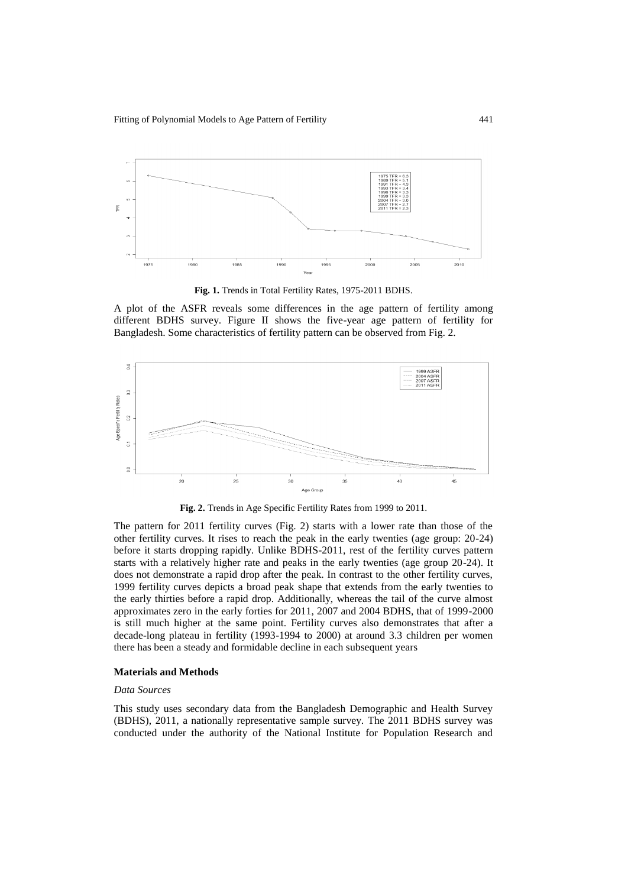**Fig. 1.** Trends in Total Fertility Rates, 1975-2011 BDHS.

A plot of the ASFR reveals some differences in the age pattern of fertility among different BDHS survey. Figure II shows the five-year age pattern of fertility for Bangladesh. Some characteristics of fertility pattern can be observed from Fig. 2.

**Fig. 2.** Trends in Age Specific Fertility Rates from 1999 to 2011.

The pattern for 2011 fertility curves (Fig. 2) starts with a lower rate than those of the other fertility curves. It rises to reach the peak in the early twenties (age group: 20-24) before it starts dropping rapidly. Unlike BDHS-2011, rest of the fertility curves pattern starts with a relatively higher rate and peaks in the early twenties (age group 20-24). It does not demonstrate a rapid drop after the peak. In contrast to the other fertility curves, 1999 fertility curves depicts a broad peak shape that extends from the early twenties to the early thirties before a rapid drop. Additionally, whereas the tail of the curve almost approximates zero in the early forties for 2011, 2007 and 2004 BDHS, that of 1999-2000 is still much higher at the same point. Fertility curves also demonstrates that after a decade-long plateau in fertility (1993-1994 to 2000) at around 3.3 children per women there has been a steady and formidable decline in each subsequent years

## Materials and Methods

### *Data Sources*

This study uses secondary data from the Bangladesh Demographic and Health Survey (BDHS), 2011, a nationally representative sample survey. The 2011 BDHS survey was conducted under the authority of the National Institute for Population Research and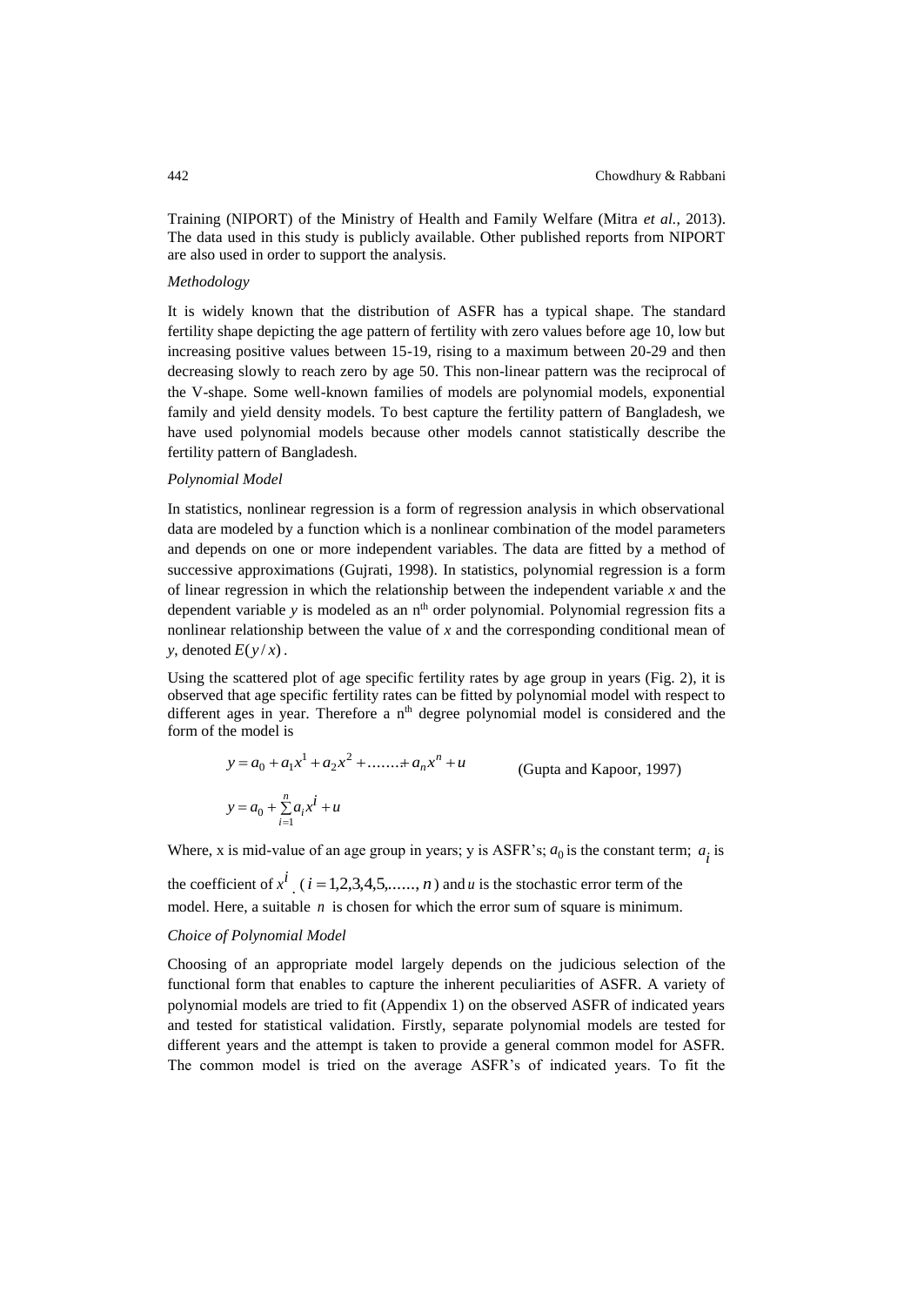Training (NIPORT) of the Ministry of Health and Family Welfare (Mitra *et al.*, 2013). The data used in this study is publicly available. Other published reports from NIPORT are also used in order to support the analysis.

*Methodology*

It is widely known that the distribution of ASFR has a typical shape. The standard fertility shape depicting the age pattern of fertility with zero values before age 10, low but increasing positive values between 15-19, rising to a maximum between 20-29 and then decreasing slowly to reach zero by age 50. This non-linear pattern was the reciprocal of the V-shape. Some well-known families of models are polynomial models, exponential family and yield density models. To best capture the fertility pattern of Bangladesh, we have used polynomial models because other models cannot statistically describe the fertility pattern of Bangladesh.

*Polynomial Model*

In statistics, nonlinear regression is a form of regression analysis in which observational data are modeled by a function which is a nonlinear combination of the model parameters and depends on one or more independent variables. The data are fitted by a method of successive approximations (Gujrati, 1998). In statistics, polynomial regression is a form of linear regression in which the relationship between the independent variable *x* and the dependent variable *y* is modeled as an n[th] order polynomial. Polynomial regression fits a nonlinear relationship between the value of *x* and the corresponding conditional mean of *y*, denoted $E(y/x)$.

Using the scattered plot of age specific fertility rates by age group in years (Fig. 2), it is observed that age specific fertility rates can be fitted by polynomial model with respect to different ages in year. Therefore a n[th] degree polynomial model is considered and the form of the model is

$$y = a_0 + a_1 x^1 + a_2 x^2 + \ldots\ldots + a_n x^n + u \qquad \text{(Gupta and Kapoor, 1997)}$$

$$y = a_0 + \sum_{i=1}^{n} a_i x^i + u$$

Where, x is mid-value of an age group in years; y is ASFR's; $a_0$ is the constant term; $a_i$ is the coefficient of $x^i$ ($i = 1,2,3,4,5,\ldots\ldots, n$) and $u$ is the stochastic error term of the model. Here, a suitable $n$ is chosen for which the error sum of square is minimum.

*Choice of Polynomial Model*

Choosing of an appropriate model largely depends on the judicious selection of the functional form that enables to capture the inherent peculiarities of ASFR. A variety of polynomial models are tried to fit (Appendix 1) on the observed ASFR of indicated years and tested for statistical validation. Firstly, separate polynomial models are tested for different years and the attempt is taken to provide a general common model for ASFR. The common model is tried on the average ASFR's of indicated years. To fit the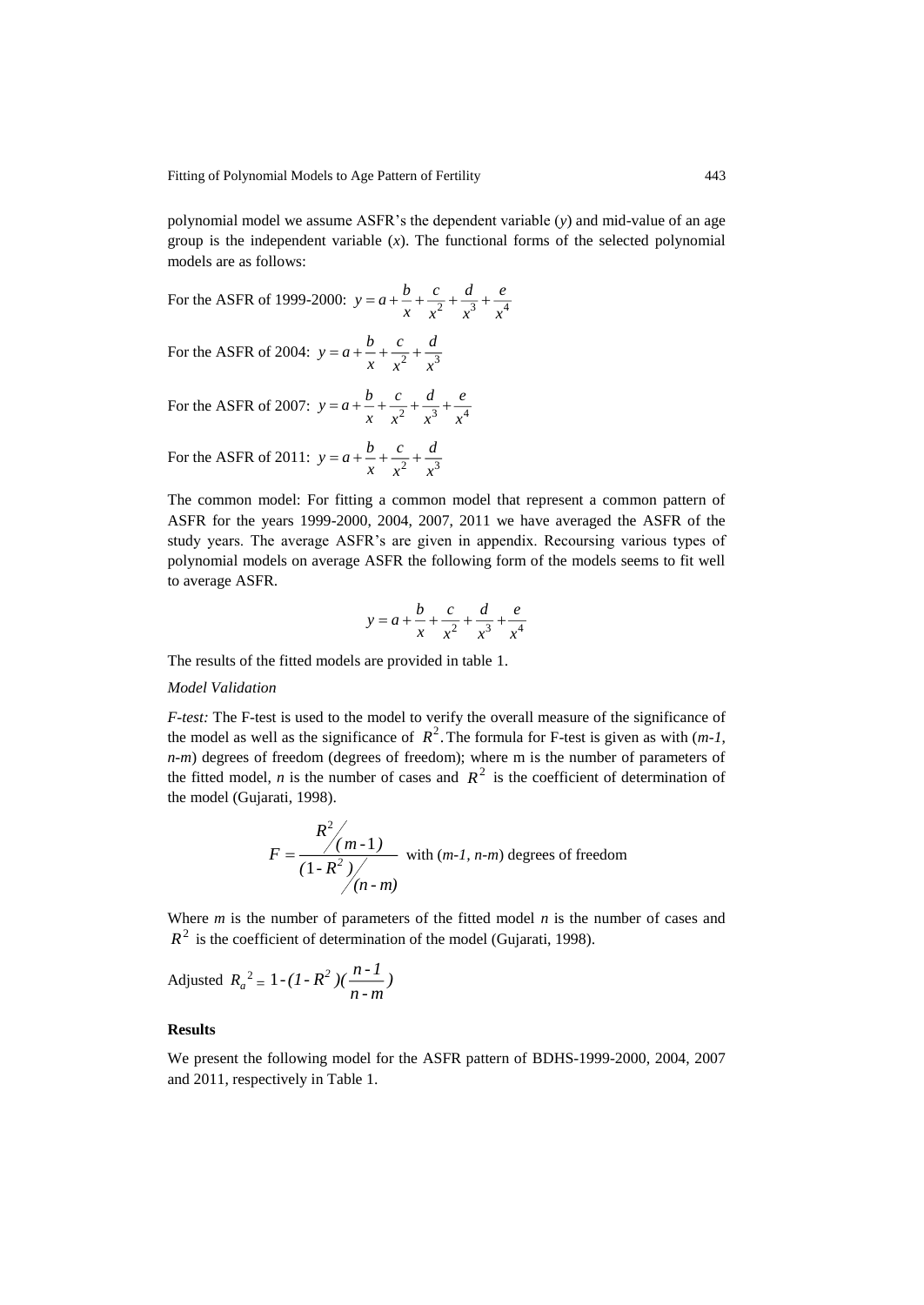polynomial model we assume ASFR's the dependent variable ($y$) and mid-value of an age group is the independent variable ($x$). The functional forms of the selected polynomial models are as follows:

For the ASFR of 1999-2000: $y = a + \frac{b}{x} + \frac{c}{x^2} + \frac{d}{x^3} + \frac{e}{x^4}$

For the ASFR of 2004: $y = a + \frac{b}{x} + \frac{c}{x^2} + \frac{d}{x^3}$

For the ASFR of 2007: $y = a + \frac{b}{x} + \frac{c}{x^2} + \frac{d}{x^3} + \frac{e}{x^4}$

For the ASFR of 2011: $y = a + \frac{b}{x} + \frac{c}{x^2} + \frac{d}{x^3}$

The common model: For fitting a common model that represent a common pattern of ASFR for the years 1999-2000, 2004, 2007, 2011 we have averaged the ASFR of the study years. The average ASFR's are given in appendix. Recoursing various types of polynomial models on average ASFR the following form of the models seems to fit well to average ASFR.

$$y = a + \frac{b}{x} + \frac{c}{x^2} + \frac{d}{x^3} + \frac{e}{x^4}$$

The results of the fitted models are provided in table 1.

*Model Validation*

*F-test:* The F-test is used to the model to verify the overall measure of the significance of the model as well as the significance of $R^2$. The formula for F-test is given as with ($m$-1, $n$-$m$) degrees of freedom (degrees of freedom); where m is the number of parameters of the fitted model, $n$ is the number of cases and $R^2$ is the coefficient of determination of the model (Gujarati, 1998).

$$F = \frac{R^2/(m-1)}{(1-R^2)/(n-m)} \quad \text{with } (m-1,\ n-m) \text{ degrees of freedom}$$

Where $m$ is the number of parameters of the fitted model $n$ is the number of cases and $R^2$ is the coefficient of determination of the model (Gujarati, 1998).

Adjusted $R_a^2 = 1-(1-R^2)(\frac{n-1}{n-m})$

**Results**

We present the following model for the ASFR pattern of BDHS-1999-2000, 2004, 2007 and 2011, respectively in Table 1.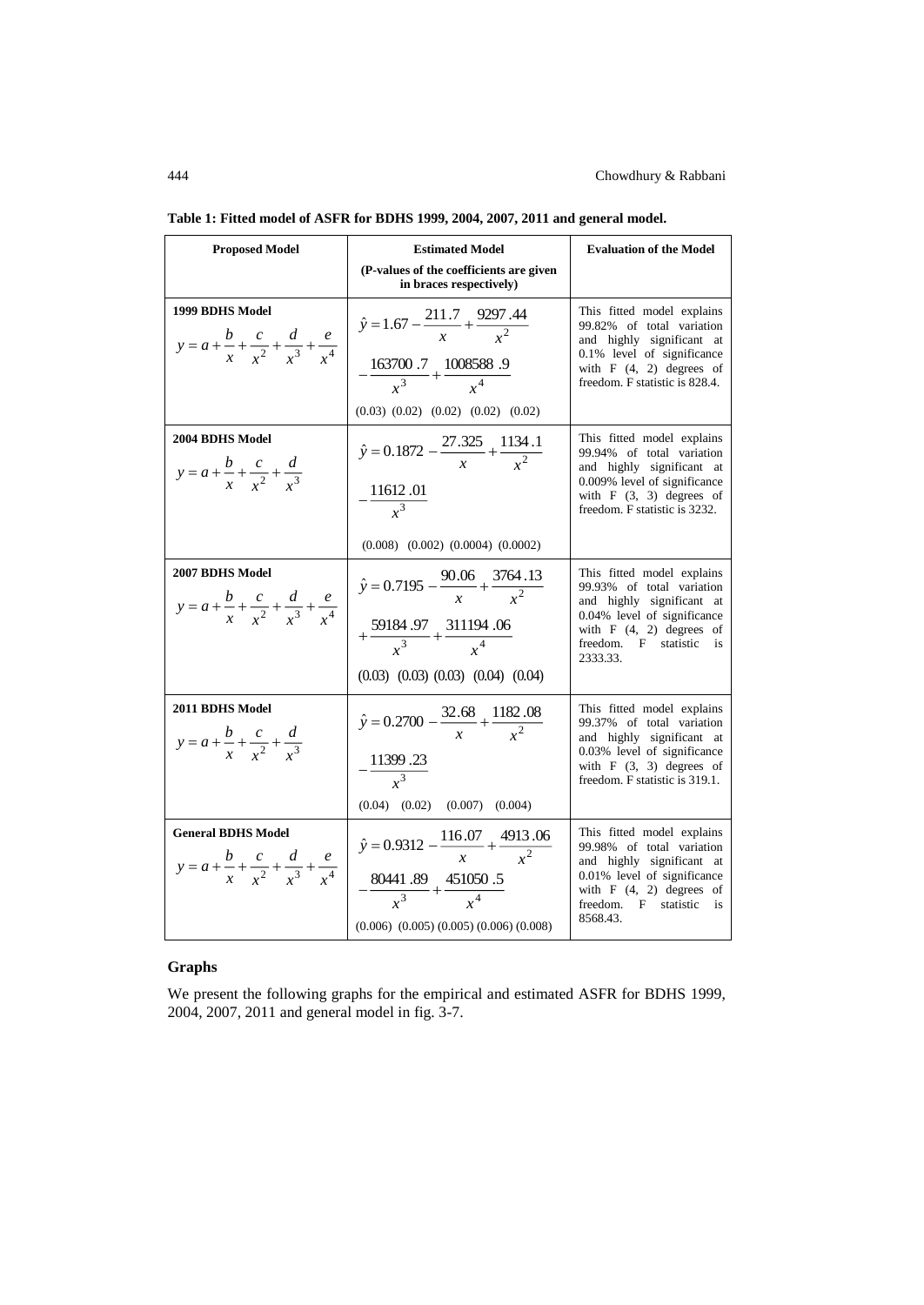**Table 1: Fitted model of ASFR for BDHS 1999, 2004, 2007, 2011 and general model.**

| Proposed Model | Estimated Model (P-values of the coefficients are given in braces respectively) | Evaluation of the Model |
|---|---|---|
| **1999 BDHS Model** $y = a + \frac{b}{x} + \frac{c}{x^2} + \frac{d}{x^3} + \frac{e}{x^4}$ | $\hat{y} = 1.67 - \frac{211.7}{x} + \frac{9297.44}{x^2} - \frac{163700.7}{x^3} + \frac{1008588.9}{x^4}$ (0.03) (0.02) (0.02) (0.02) (0.02) | This fitted model explains 99.82% of total variation and highly significant at 0.1% level of significance with F (4, 2) degrees of freedom. F statistic is 828.4. |
| **2004 BDHS Model** $y = a + \frac{b}{x} + \frac{c}{x^2} + \frac{d}{x^3}$ | $\hat{y} = 0.1872 - \frac{27.325}{x} + \frac{1134.1}{x^2} - \frac{11612.01}{x^3}$ (0.008) (0.002) (0.0004) (0.0002) | This fitted model explains 99.94% of total variation and highly significant at 0.009% level of significance with F (3, 3) degrees of freedom. F statistic is 3232. |
| **2007 BDHS Model** $y = a + \frac{b}{x} + \frac{c}{x^2} + \frac{d}{x^3} + \frac{e}{x^4}$ | $\hat{y} = 0.7195 - \frac{90.06}{x} + \frac{3764.13}{x^2} + \frac{59184.97}{x^3} + \frac{311194.06}{x^4}$ (0.03) (0.03) (0.03) (0.04) (0.04) | This fitted model explains 99.93% of total variation and highly significant at 0.04% level of significance with F (4, 2) degrees of freedom. F statistic is 2333.33. |
| **2011 BDHS Model** $y = a + \frac{b}{x} + \frac{c}{x^2} + \frac{d}{x^3}$ | $\hat{y} = 0.2700 - \frac{32.68}{x} + \frac{1182.08}{x^2} - \frac{11399.23}{x^3}$ (0.04) (0.02) (0.007) (0.004) | This fitted model explains 99.37% of total variation and highly significant at 0.03% level of significance with F (3, 3) degrees of freedom. F statistic is 319.1. |
| **General BDHS Model** $y = a + \frac{b}{x} + \frac{c}{x^2} + \frac{d}{x^3} + \frac{e}{x^4}$ | $\hat{y} = 0.9312 - \frac{116.07}{x} + \frac{4913.06}{x^2} - \frac{80441.89}{x^3} + \frac{451050.5}{x^4}$ (0.006) (0.005) (0.005) (0.006) (0.008) | This fitted model explains 99.98% of total variation and highly significant at 0.01% level of significance with F (4, 2) degrees of freedom. F statistic is 8568.43. |

## Graphs

We present the following graphs for the empirical and estimated ASFR for BDHS 1999, 2004, 2007, 2011 and general model in fig. 3-7.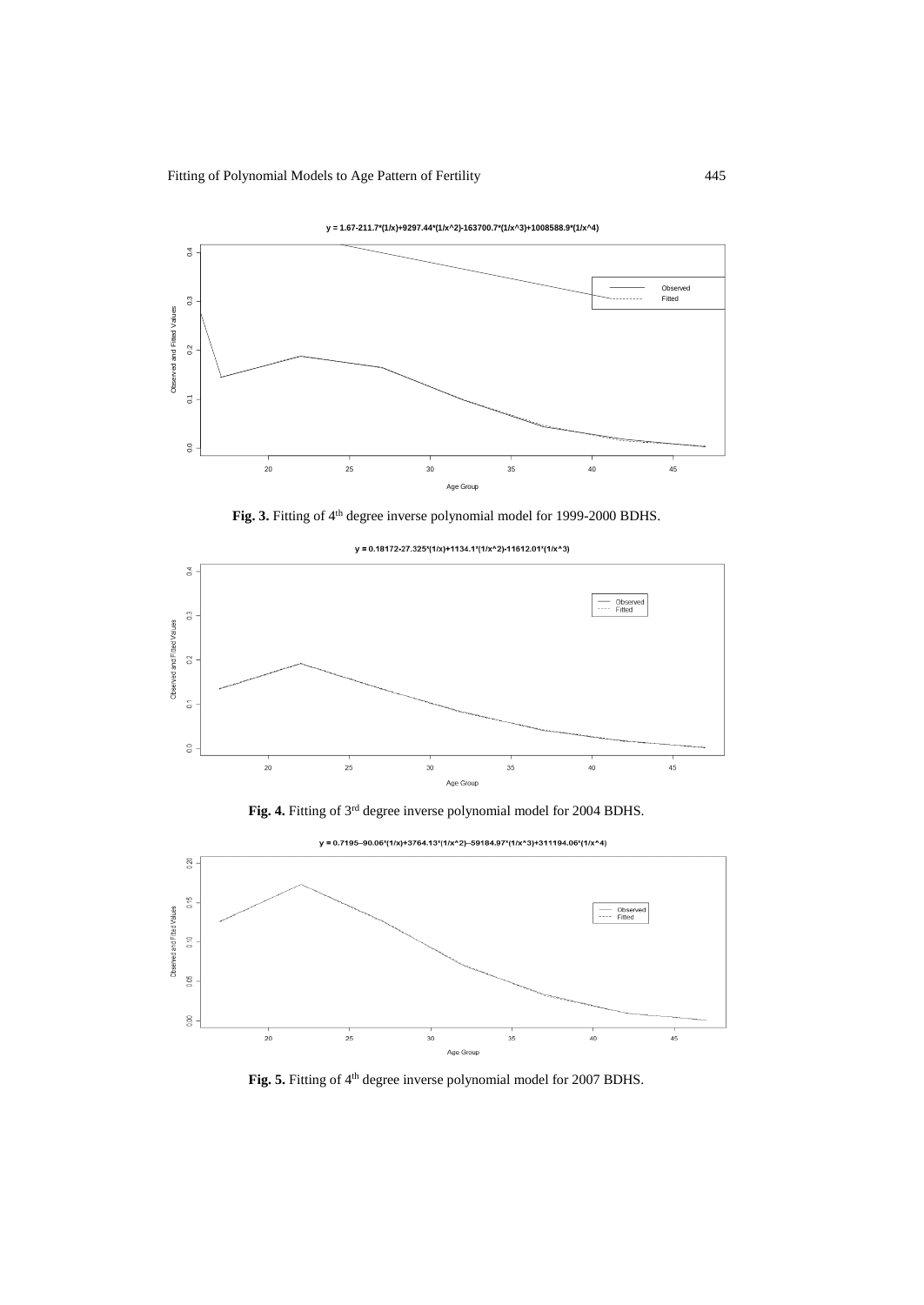y = 1.67-211.7*(1/x)+9297.44*(1/x^2)-163700.7*(1/x^3)+1008588.9*(1/x^4)

**Fig. 3.** Fitting of 4[th] degree inverse polynomial model for 1999-2000 BDHS.

y = 0.18172-27.325*(1/x)+1134.1*(1/x^2)-11612.01*(1/x^3)

**Fig. 4.** Fitting of 3[rd] degree inverse polynomial model for 2004 BDHS.

y = 0.7195–90.06*(1/x)+3764.13*(1/x^2)–59184.97*(1/x^3)+311194.06*(1/x^4)

**Fig. 5.** Fitting of 4[th] degree inverse polynomial model for 2007 BDHS.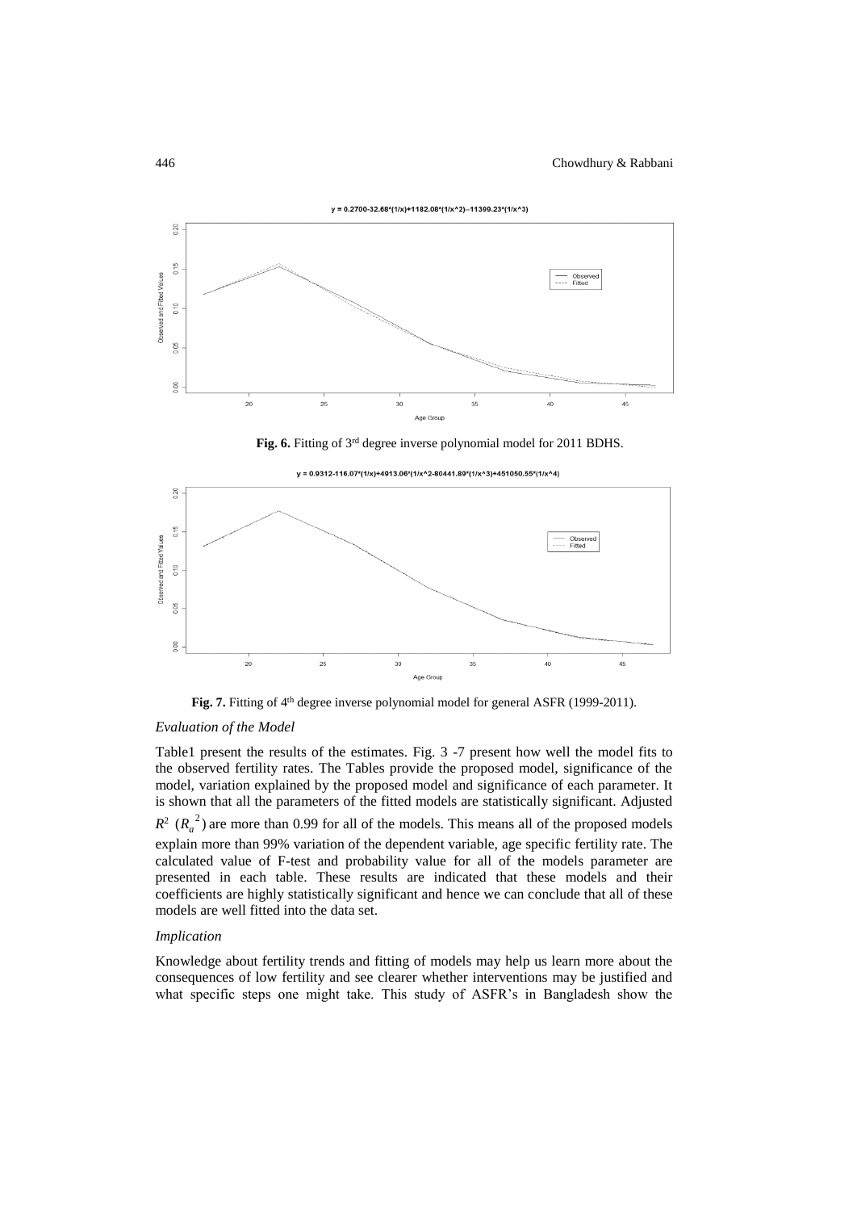**Fig. 6.** Fitting of 3rd degree inverse polynomial model for 2011 BDHS.

**Fig. 7.** Fitting of 4th degree inverse polynomial model for general ASFR (1999-2011).

### *Evaluation of the Model*

Table1 present the results of the estimates. Fig. 3 -7 present how well the model fits to the observed fertility rates. The Tables provide the proposed model, significance of the model, variation explained by the proposed model and significance of each parameter. It is shown that all the parameters of the fitted models are statistically significant. Adjusted $R^2$ ($R_a^2$) are more than 0.99 for all of the models. This means all of the proposed models explain more than 99% variation of the dependent variable, age specific fertility rate. The calculated value of F-test and probability value for all of the models parameter are presented in each table. These results are indicated that these models and their coefficients are highly statistically significant and hence we can conclude that all of these models are well fitted into the data set.

### *Implication*

Knowledge about fertility trends and fitting of models may help us learn more about the consequences of low fertility and see clearer whether interventions may be justified and what specific steps one might take. This study of ASFR's in Bangladesh show the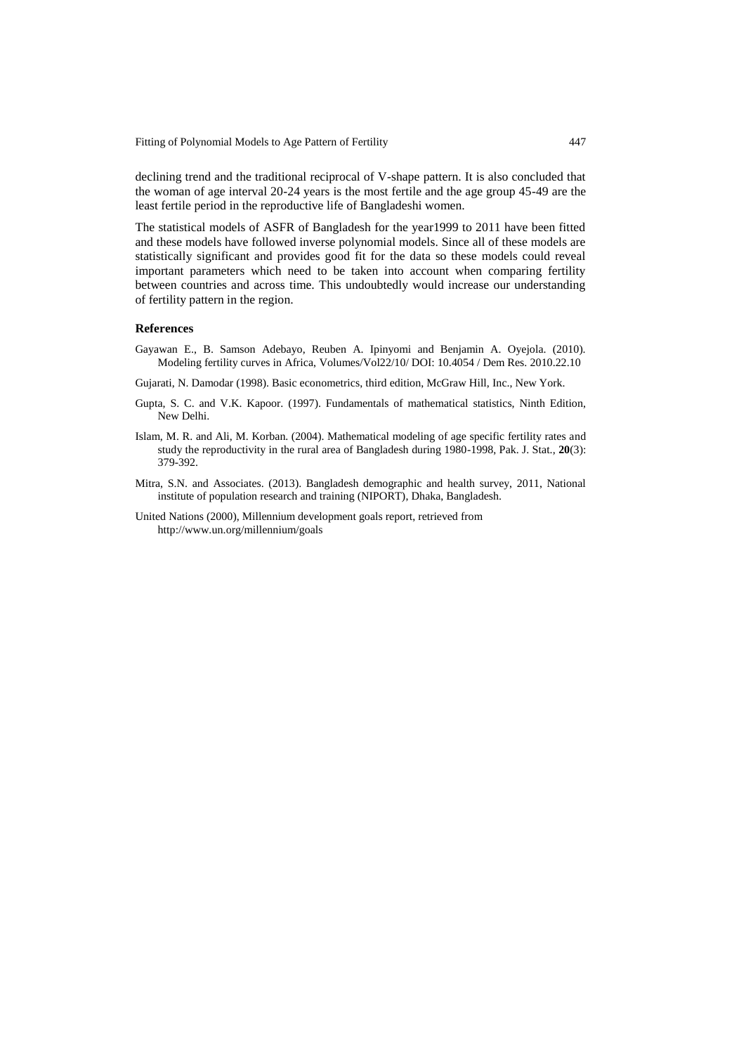declining trend and the traditional reciprocal of V-shape pattern. It is also concluded that the woman of age interval 20-24 years is the most fertile and the age group 45-49 are the least fertile period in the reproductive life of Bangladeshi women.

The statistical models of ASFR of Bangladesh for the year1999 to 2011 have been fitted and these models have followed inverse polynomial models. Since all of these models are statistically significant and provides good fit for the data so these models could reveal important parameters which need to be taken into account when comparing fertility between countries and across time. This undoubtedly would increase our understanding of fertility pattern in the region.

### References

Gayawan E., B. Samson Adebayo, Reuben A. Ipinyomi and Benjamin A. Oyejola. (2010). Modeling fertility curves in Africa, Volumes/Vol22/10/ DOI: 10.4054 / Dem Res. 2010.22.10

Gujarati, N. Damodar (1998). Basic econometrics, third edition, McGraw Hill, Inc., New York.

Gupta, S. C. and V.K. Kapoor. (1997). Fundamentals of mathematical statistics, Ninth Edition, New Delhi.

Islam, M. R. and Ali, M. Korban. (2004). Mathematical modeling of age specific fertility rates and study the reproductivity in the rural area of Bangladesh during 1980-1998, Pak. J. Stat., **20**(3): 379-392.

Mitra, S.N. and Associates. (2013). Bangladesh demographic and health survey, 2011, National institute of population research and training (NIPORT), Dhaka, Bangladesh.

United Nations (2000), Millennium development goals report, retrieved from http://www.un.org/millennium/goals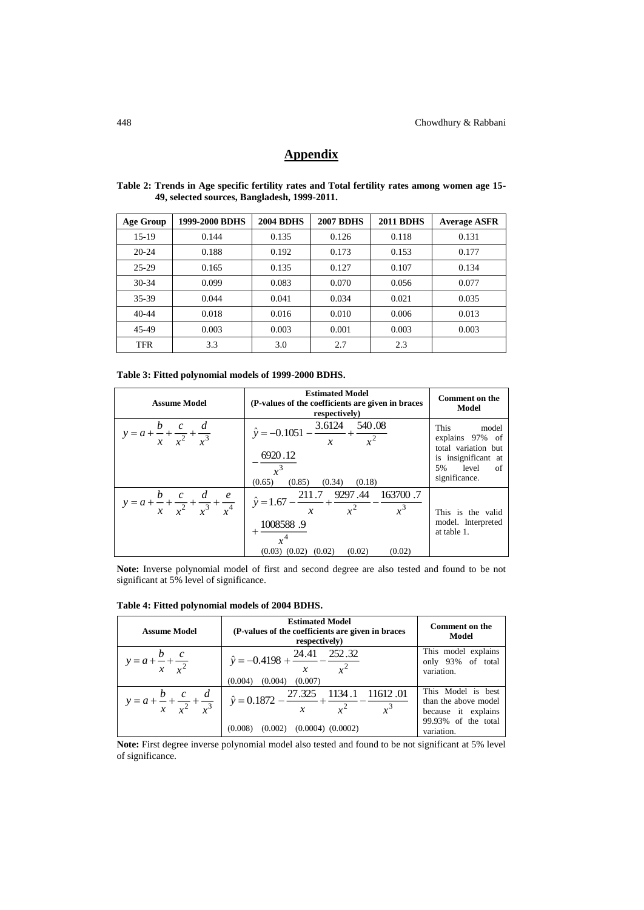## Appendix

**Table 2: Trends in Age specific fertility rates and Total fertility rates among women age 15-49, selected sources, Bangladesh, 1999-2011.**

| Age Group | 1999-2000 BDHS | 2004 BDHS | 2007 BDHS | 2011 BDHS | Average ASFR |
|---|---|---|---|---|---|
| 15-19 | 0.144 | 0.135 | 0.126 | 0.118 | 0.131 |
| 20-24 | 0.188 | 0.192 | 0.173 | 0.153 | 0.177 |
| 25-29 | 0.165 | 0.135 | 0.127 | 0.107 | 0.134 |
| 30-34 | 0.099 | 0.083 | 0.070 | 0.056 | 0.077 |
| 35-39 | 0.044 | 0.041 | 0.034 | 0.021 | 0.035 |
| 40-44 | 0.018 | 0.016 | 0.010 | 0.006 | 0.013 |
| 45-49 | 0.003 | 0.003 | 0.001 | 0.003 | 0.003 |
| TFR | 3.3 | 3.0 | 2.7 | 2.3 | |

**Table 3: Fitted polynomial models of 1999-2000 BDHS.**

| Assume Model | Estimated Model (P-values of the coefficients are given in braces respectively) | Comment on the Model |
|---|---|---|
| $y = a + \frac{b}{x} + \frac{c}{x^2} + \frac{d}{x^3}$ | $\hat{y} = -0.1051 - \frac{3.6124}{x} + \frac{540.08}{x^2} - \frac{6920.12}{x^3}$ (0.65) (0.85) (0.34) (0.18) | This model explains 97% of total variation but is insignificant at 5% level of significance. |
| $y = a + \frac{b}{x} + \frac{c}{x^2} + \frac{d}{x^3} + \frac{e}{x^4}$ | $\hat{y} = 1.67 - \frac{211.7}{x} + \frac{9297.44}{x^2} - \frac{163700.7}{x^3} + \frac{1008588.9}{x^4}$ (0.03) (0.02) (0.02) (0.02) (0.02) | This is the valid model. Interpreted at table 1. |

**Note:** Inverse polynomial model of first and second degree are also tested and found to be not significant at 5% level of significance.

**Table 4: Fitted polynomial models of 2004 BDHS.**

| Assume Model | Estimated Model (P-values of the coefficients are given in braces respectively) | Comment on the Model |
|---|---|---|
| $y = a + \frac{b}{x} + \frac{c}{x^2}$ | $\hat{y} = -0.4198 + \frac{24.41}{x} - \frac{252.32}{x^2}$ (0.004) (0.004) (0.007) | This model explains only 93% of total variation. |
| $y = a + \frac{b}{x} + \frac{c}{x^2} + \frac{d}{x^3}$ | $\hat{y} = 0.1872 - \frac{27.325}{x} + \frac{1134.1}{x^2} - \frac{11612.01}{x^3}$ (0.008) (0.002) (0.0004) (0.0002) | This Model is best than the above model because it explains 99.93% of the total variation. |

**Note:** First degree inverse polynomial model also tested and found to be not significant at 5% level of significance.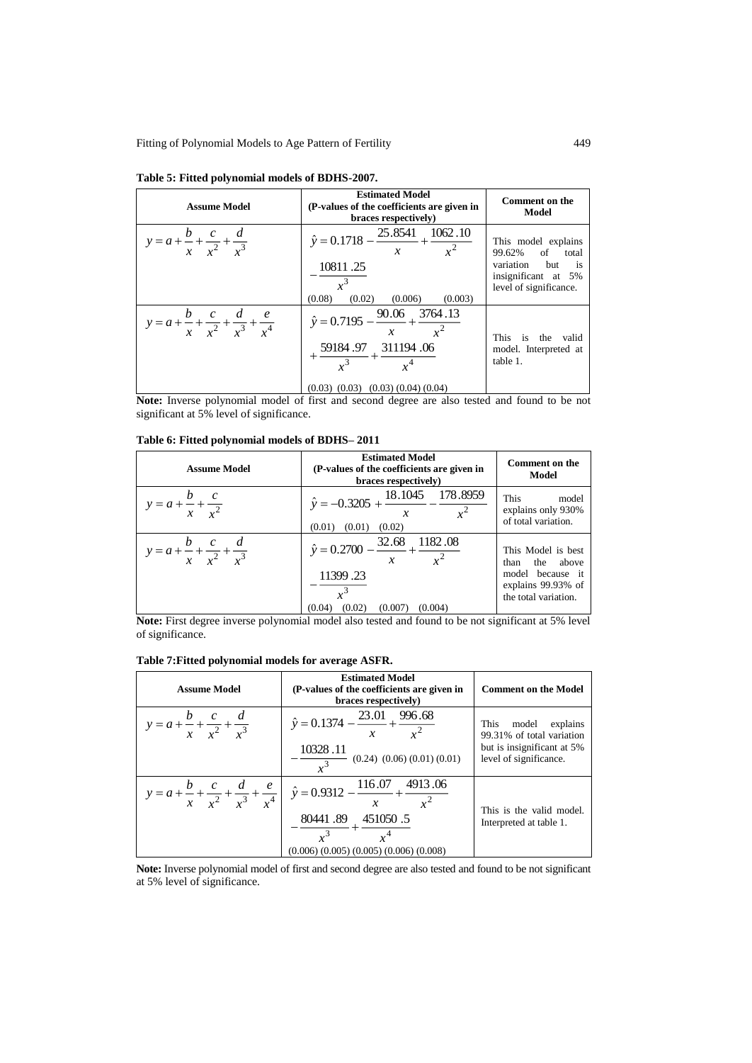**Table 5: Fitted polynomial models of BDHS-2007.**

| Assume Model | Estimated Model (P-values of the coefficients are given in braces respectively) | Comment on the Model |
|---|---|---|
| $y = a + \frac{b}{x} + \frac{c}{x^2} + \frac{d}{x^3}$ | $\hat{y} = 0.1718 - \frac{25.8541}{x} + \frac{1062.10}{x^2} - \frac{10811.25}{x^3}$ (0.08) (0.02) (0.006) (0.003) | This model explains 99.62% of total variation but is insignificant at 5% level of significance. |
| $y = a + \frac{b}{x} + \frac{c}{x^2} + \frac{d}{x^3} + \frac{e}{x^4}$ | $\hat{y} = 0.7195 - \frac{90.06}{x} + \frac{3764.13}{x^2} + \frac{59184.97}{x^3} + \frac{311194.06}{x^4}$ (0.03) (0.03) (0.03) (0.04) (0.04) | This is the valid model. Interpreted at table 1. |

**Note:** Inverse polynomial model of first and second degree are also tested and found to be not significant at 5% level of significance.

**Table 6: Fitted polynomial models of BDHS– 2011**

| Assume Model | Estimated Model (P-values of the coefficients are given in braces respectively) | Comment on the Model |
|---|---|---|
| $y = a + \frac{b}{x} + \frac{c}{x^2}$ | $\hat{y} = -0.3205 + \frac{18.1045}{x} - \frac{178.8959}{x^2}$ (0.01) (0.01) (0.02) | This model explains only 930% of total variation. |
| $y = a + \frac{b}{x} + \frac{c}{x^2} + \frac{d}{x^3}$ | $\hat{y} = 0.2700 - \frac{32.68}{x} + \frac{1182.08}{x^2} - \frac{11399.23}{x^3}$ (0.04) (0.02) (0.007) (0.004) | This Model is best than the above model because it explains 99.93% of the total variation. |

**Note:** First degree inverse polynomial model also tested and found to be not significant at 5% level of significance.

**Table 7:Fitted polynomial models for average ASFR.**

| Assume Model | Estimated Model (P-values of the coefficients are given in braces respectively) | Comment on the Model |
|---|---|---|
| $y = a + \frac{b}{x} + \frac{c}{x^2} + \frac{d}{x^3}$ | $\hat{y} = 0.1374 - \frac{23.01}{x} + \frac{996.68}{x^2} - \frac{10328.11}{x^3}$ (0.24) (0.06) (0.01) (0.01) | This model explains 99.31% of total variation but is insignificant at 5% level of significance. |
| $y = a + \frac{b}{x} + \frac{c}{x^2} + \frac{d}{x^3} + \frac{e}{x^4}$ | $\hat{y} = 0.9312 - \frac{116.07}{x} + \frac{4913.06}{x^2} - \frac{80441.89}{x^3} + \frac{451050.5}{x^4}$ (0.006) (0.005) (0.005) (0.006) (0.008) | This is the valid model. Interpreted at table 1. |

**Note:** Inverse polynomial model of first and second degree are also tested and found to be not significant at 5% level of significance.